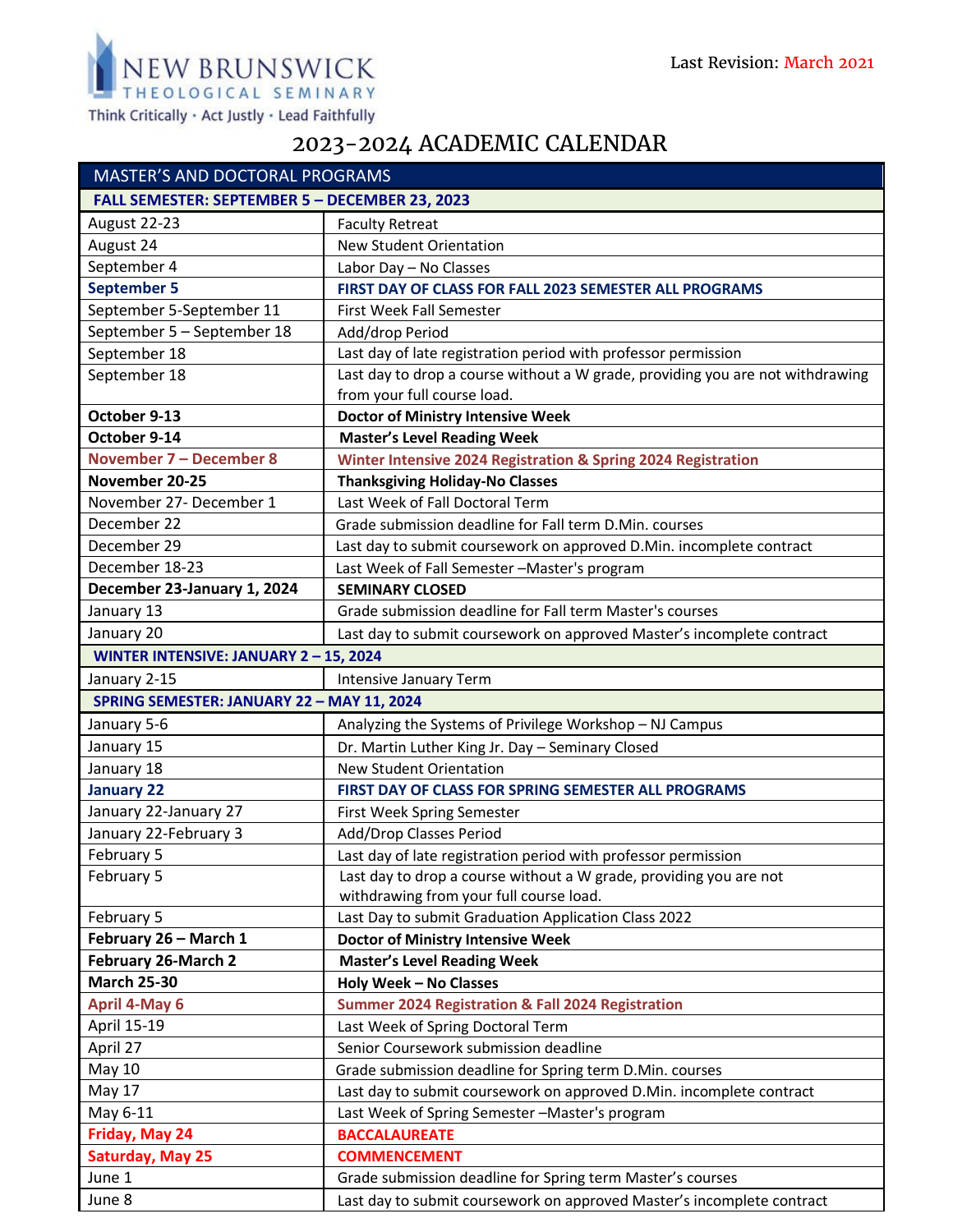NEW BRUNSWICK THEOLOGICAL SEMINARY

Think Critically · Act Justly · Lead Faithfully

Last Revision: March 2021

# 2023-2024 ACADEMIC CALENDAR

| MASTER'S AND DOCTORAL PROGRAMS | |
|---|---|
| **FALL SEMESTER: SEPTEMBER 5 – DECEMBER 23, 2023** | |
| August 22-23 | Faculty Retreat |
| August 24 | New Student Orientation |
| September 4 | Labor Day – No Classes |
| **September 5** | **FIRST DAY OF CLASS FOR FALL 2023 SEMESTER ALL PROGRAMS** |
| September 5-September 11 | First Week Fall Semester |
| September 5 – September 18 | Add/drop Period |
| September 18 | Last day of late registration period with professor permission |
| September 18 | Last day to drop a course without a W grade, providing you are not withdrawing from your full course load. |
| **October 9-13** | **Doctor of Ministry Intensive Week** |
| **October 9-14** | **Master's Level Reading Week** |
| **November 7 – December 8** | **Winter Intensive 2024 Registration & Spring 2024 Registration** |
| **November 20-25** | **Thanksgiving Holiday-No Classes** |
| November 27- December 1 | Last Week of Fall Doctoral Term |
| December 22 | Grade submission deadline for Fall term D.Min. courses |
| December 29 | Last day to submit coursework on approved D.Min. incomplete contract |
| December 18-23 | Last Week of Fall Semester –Master's program |
| **December 23-January 1, 2024** | **SEMINARY CLOSED** |
| January 13 | Grade submission deadline for Fall term Master's courses |
| January 20 | Last day to submit coursework on approved Master's incomplete contract |
| **WINTER INTENSIVE: JANUARY 2 – 15, 2024** | |
| January 2-15 | Intensive January Term |
| **SPRING SEMESTER: JANUARY 22 – MAY 11, 2024** | |
| January 5-6 | Analyzing the Systems of Privilege Workshop – NJ Campus |
| January 15 | Dr. Martin Luther King Jr. Day – Seminary Closed |
| January 18 | New Student Orientation |
| **January 22** | **FIRST DAY OF CLASS FOR SPRING SEMESTER ALL PROGRAMS** |
| January 22-January 27 | First Week Spring Semester |
| January 22-February 3 | Add/Drop Classes Period |
| February 5 | Last day of late registration period with professor permission |
| February 5 | Last day to drop a course without a W grade, providing you are not withdrawing from your full course load. |
| February 5 | Last Day to submit Graduation Application Class 2022 |
| **February 26 – March 1** | **Doctor of Ministry Intensive Week** |
| **February 26-March 2** | **Master's Level Reading Week** |
| **March 25-30** | **Holy Week – No Classes** |
| **April 4-May 6** | **Summer 2024 Registration & Fall 2024 Registration** |
| April 15-19 | Last Week of Spring Doctoral Term |
| April 27 | Senior Coursework submission deadline |
| May 10 | Grade submission deadline for Spring term D.Min. courses |
| May 17 | Last day to submit coursework on approved D.Min. incomplete contract |
| May 6-11 | Last Week of Spring Semester –Master's program |
| **Friday, May 24** | **BACCALAUREATE** |
| **Saturday, May 25** | **COMMENCEMENT** |
| June 1 | Grade submission deadline for Spring term Master's courses |
| June 8 | Last day to submit coursework on approved Master's incomplete contract |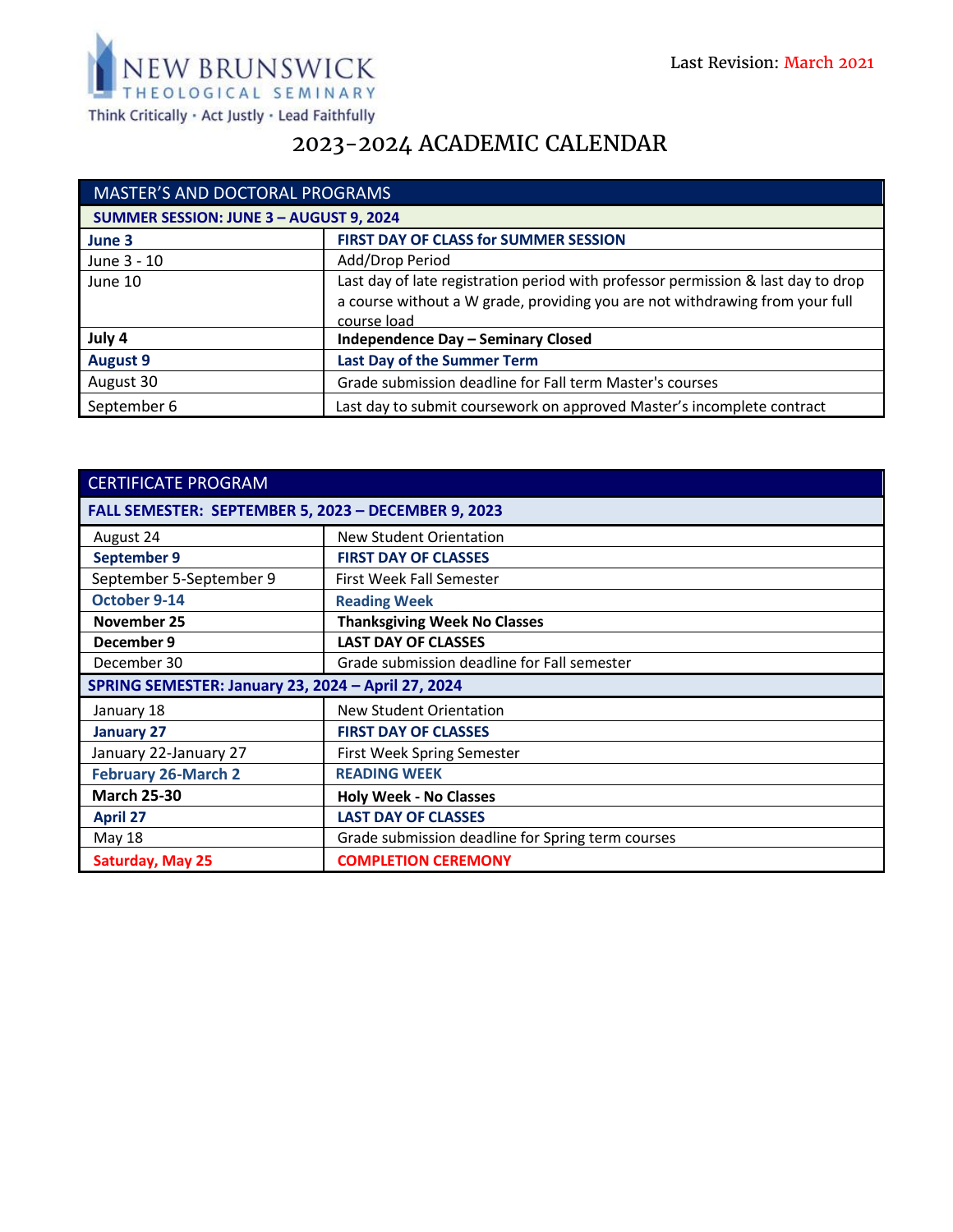NEW BRUNSWICK THEOLOGICAL SEMINARY

Think Critically • Act Justly • Lead Faithfully

Last Revision: March 2021

# 2023-2024 ACADEMIC CALENDAR

| MASTER'S AND DOCTORAL PROGRAMS | |
|---|---|
| **SUMMER SESSION: JUNE 3 – AUGUST 9, 2024** | |
| **June 3** | **FIRST DAY OF CLASS for SUMMER SESSION** |
| June 3 - 10 | Add/Drop Period |
| June 10 | Last day of late registration period with professor permission & last day to drop a course without a W grade, providing you are not withdrawing from your full course load |
| **July 4** | **Independence Day – Seminary Closed** |
| **August 9** | **Last Day of the Summer Term** |
| August 30 | Grade submission deadline for Fall term Master's courses |
| September 6 | Last day to submit coursework on approved Master's incomplete contract |

| CERTIFICATE PROGRAM | |
|---|---|
| **FALL SEMESTER: SEPTEMBER 5, 2023 – DECEMBER 9, 2023** | |
| August 24 | New Student Orientation |
| **September 9** | **FIRST DAY OF CLASSES** |
| September 5-September 9 | First Week Fall Semester |
| **October 9-14** | **Reading Week** |
| **November 25** | **Thanksgiving Week No Classes** |
| **December 9** | **LAST DAY OF CLASSES** |
| December 30 | Grade submission deadline for Fall semester |
| **SPRING SEMESTER: January 23, 2024 – April 27, 2024** | |
| January 18 | New Student Orientation |
| **January 27** | **FIRST DAY OF CLASSES** |
| January 22-January 27 | First Week Spring Semester |
| **February 26-March 2** | **READING WEEK** |
| **March 25-30** | **Holy Week - No Classes** |
| **April 27** | **LAST DAY OF CLASSES** |
| May 18 | Grade submission deadline for Spring term courses |
| **Saturday, May 25** | **COMPLETION CEREMONY** |